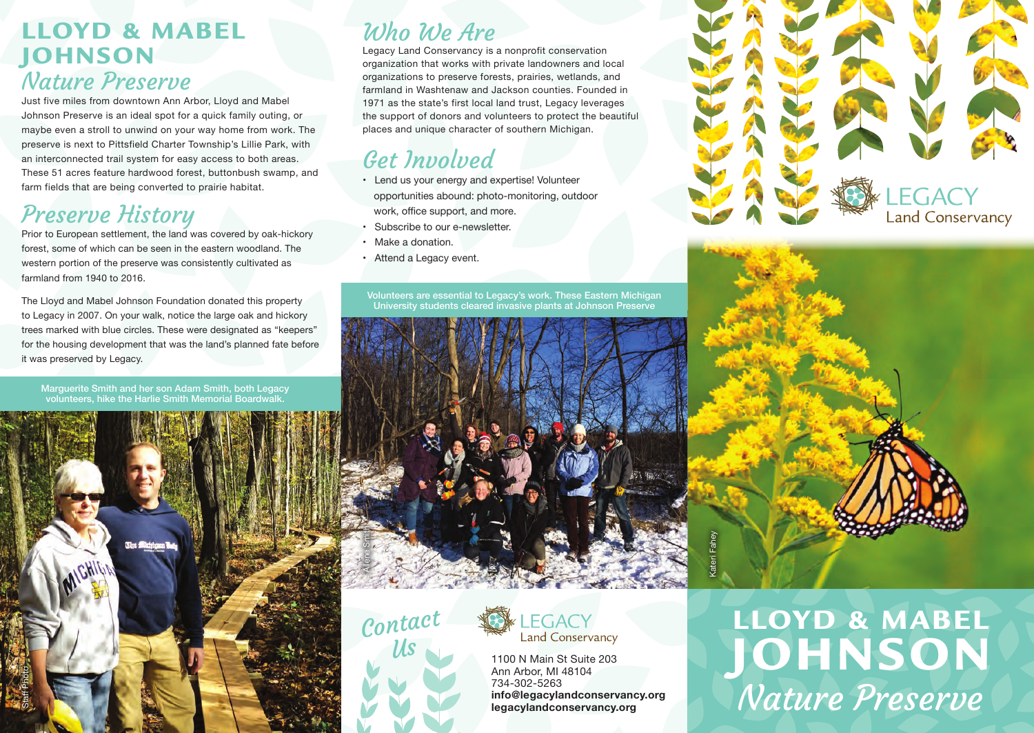# LLOYD & MABEL JOHNSON *Nature Preserve*

Just five miles from downtown Ann Arbor, Lloyd and Mabel Johnson Preserve is an ideal spot for a quick family outing, or maybe even a stroll to unwind on your way home from work. The preserve is next to Pittsfield Charter Township's Lillie Park, with an interconnected trail system for easy access to both areas. These 51 acres feature hardwood forest, buttonbush swamp, and farm fields that are being converted to prairie habitat.

## Preserve History

Prior to European settlement, the land was covered by oak-hickory forest, some of which can be seen in the eastern woodland. The western portion of the preserve was consistently cultivated as farmland from 1940 to 2016.

The Lloyd and Mabel Johnson Foundation donated this property to Legacy in 2007. On your walk, notice the large oak and hickory trees marked with blue circles. These were designated as "keepers" for the housing development that was the land's planned fate before it was preserved by Legacy.

Marguerite Smith and her son Adam Smith, both Legacy volunteers, hike the Harlie Smith Memorial Boardwalk.

Staff Photo

## Who We Are

Legacy Land Conservancy is a nonprofit conservation organization that works with private landowners and local organizations to preserve forests, prairies, wetlands, and farmland in Washtenaw and Jackson counties. Founded in 1971 as the state's first local land trust, Legacy leverages the support of donors and volunteers to protect the beautiful places and unique character of southern Michigan.

## Get Involved

- Lend us your energy and expertise! Volunteer opportunities abound: photo-monitoring, outdoor work, office support, and more.
- Subscribe to our e-newsletter.
- Make a donation.
- Attend a Legacy event.

Volunteers are essential to Legacy's work. These Eastern Michigan University students cleared invasive plants at Johnson Preserve

Allene Smith

## Contact Us

LEGACY Land Conservancy

1100 N Main St Suite 203
Ann Arbor, MI 48104
734-302-5263
**info@legacylandconservancy.org**
**legacylandconservancy.org**

LEGACY Land Conservancy

Kateri Fahey

# LLOYD & MABEL JOHNSON *Nature Preserve*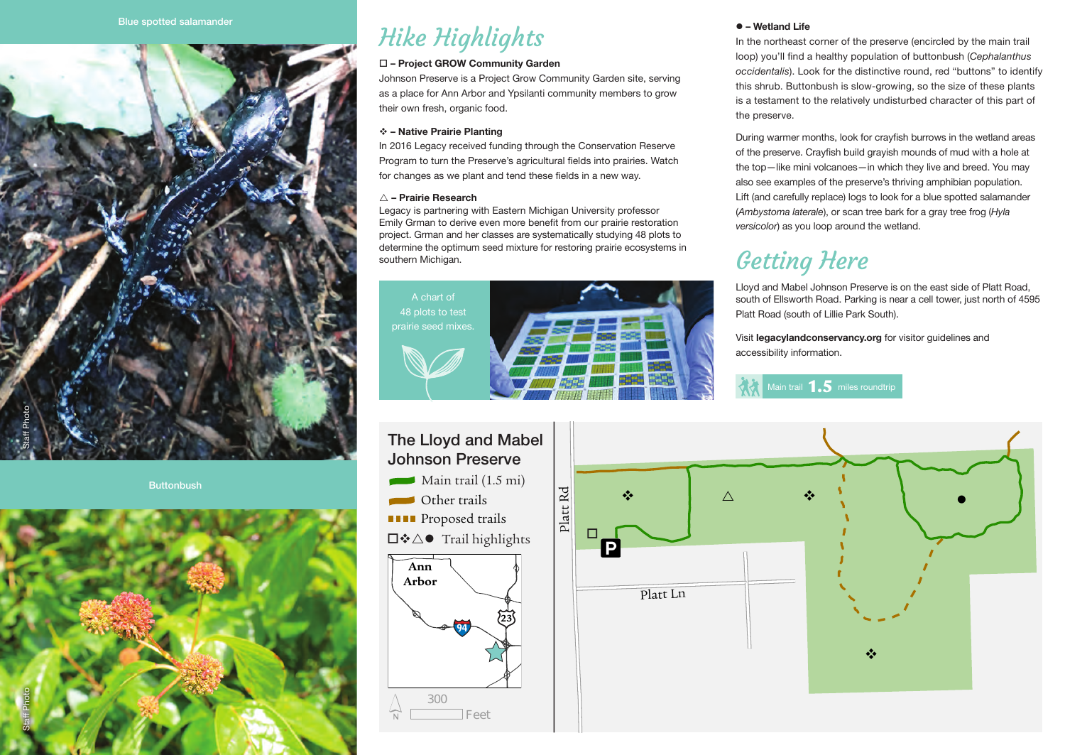Blue spotted salamander

Staff Photo

Buttonbush

Staff Photo

# Hike Highlights

### ☐ – Project GROW Community Garden

Johnson Preserve is a Project Grow Community Garden site, serving as a place for Ann Arbor and Ypsilanti community members to grow their own fresh, organic food.

### ❖ – Native Prairie Planting

In 2016 Legacy received funding through the Conservation Reserve Program to turn the Preserve's agricultural fields into prairies. Watch for changes as we plant and tend these fields in a new way.

### △ – Prairie Research

Legacy is partnering with Eastern Michigan University professor Emily Grman to derive even more benefit from our prairie restoration project. Grman and her classes are systematically studying 48 plots to determine the optimum seed mixture for restoring prairie ecosystems in southern Michigan.

A chart of 48 plots to test prairie seed mixes.

### ● – Wetland Life

In the northeast corner of the preserve (encircled by the main trail loop) you'll find a healthy population of buttonbush (*Cephalanthus occidentalis*). Look for the distinctive round, red "buttons" to identify this shrub. Buttonbush is slow-growing, so the size of these plants is a testament to the relatively undisturbed character of this part of the preserve.

During warmer months, look for crayfish burrows in the wetland areas of the preserve. Crayfish build grayish mounds of mud with a hole at the top—like mini volcanoes—in which they live and breed. You may also see examples of the preserve's thriving amphibian population. Lift (and carefully replace) logs to look for a blue spotted salamander (*Ambystoma laterale*), or scan tree bark for a gray tree frog (*Hyla versicolor*) as you loop around the wetland.

# Getting Here

Lloyd and Mabel Johnson Preserve is on the east side of Platt Road, south of Ellsworth Road. Parking is near a cell tower, just north of 4595 Platt Road (south of Lillie Park South).

Visit **legacylandconservancy.org** for visitor guidelines and accessibility information.

Main trail **1.5** miles roundtrip

## The Lloyd and Mabel Johnson Preserve

- Main trail (1.5 mi)
- Other trails
- Proposed trails
- ☐❖△● Trail highlights

Ann Arbor

94

23

300 Feet

N

Platt Rd

Platt Ln

P